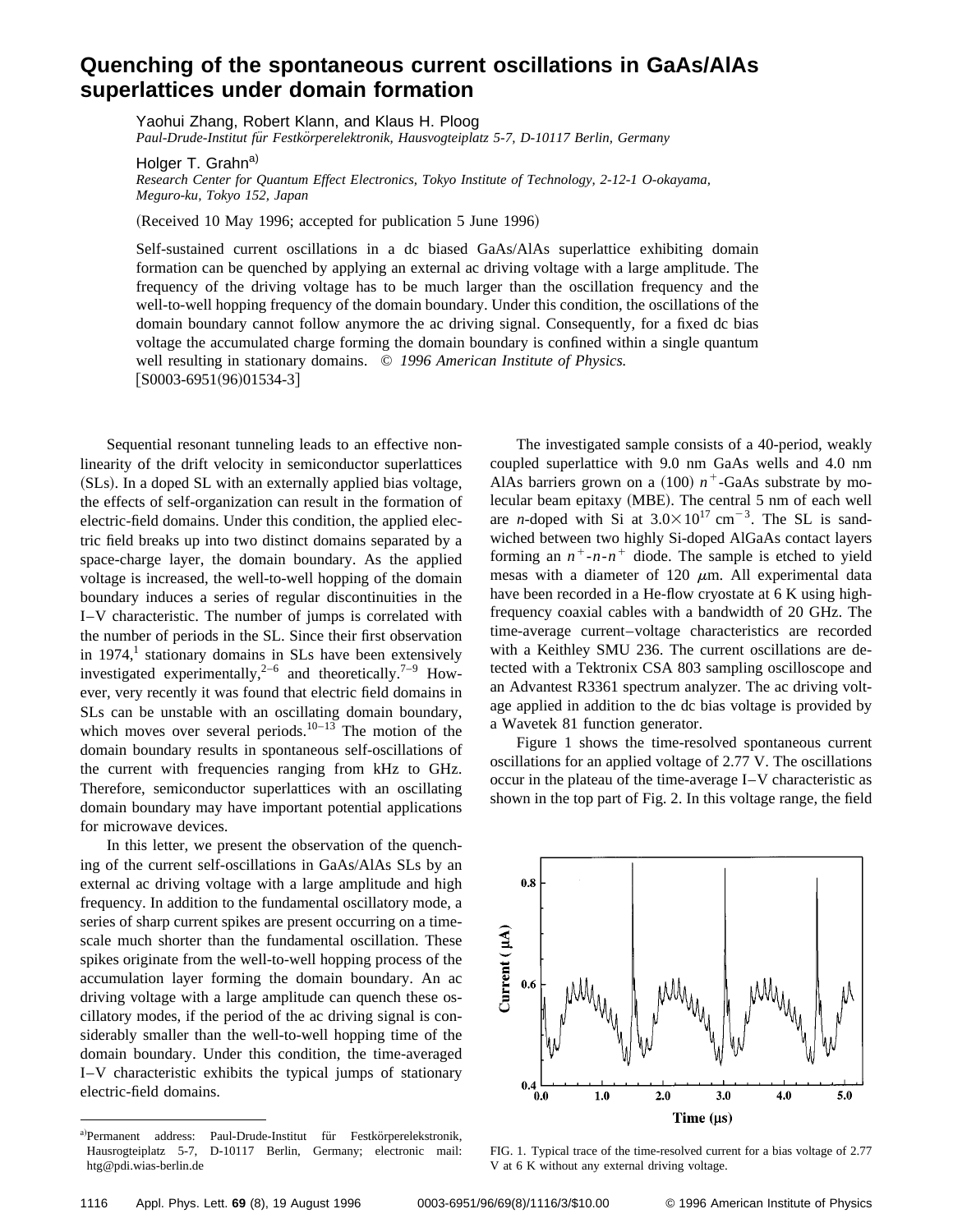# Quenching of the spontaneous current oscillations in GaAs/AlAs superlattices under domain formation

Yaohui Zhang, Robert Klann, and Klaus H. Ploog

*Paul-Drude-Institut für Festkörperelektronik, Hausvogteiplatz 5-7, D-10117 Berlin, Germany*

Holger T. Grahn[a)]

*Research Center for Quantum Effect Electronics, Tokyo Institute of Technology, 2-12-1 O-okayama, Meguro-ku, Tokyo 152, Japan*

(Received 10 May 1996; accepted for publication 5 June 1996)

Self-sustained current oscillations in a dc biased GaAs/AlAs superlattice exhibiting domain formation can be quenched by applying an external ac driving voltage with a large amplitude. The frequency of the driving voltage has to be much larger than the oscillation frequency and the well-to-well hopping frequency of the domain boundary. Under this condition, the oscillations of the domain boundary cannot follow anymore the ac driving signal. Consequently, for a fixed dc bias voltage the accumulated charge forming the domain boundary is confined within a single quantum well resulting in stationary domains. © *1996 American Institute of Physics.* [S0003-6951(96)01534-3]

Sequential resonant tunneling leads to an effective nonlinearity of the drift velocity in semiconductor superlattices (SLs). In a doped SL with an externally applied bias voltage, the effects of self-organization can result in the formation of electric-field domains. Under this condition, the applied electric field breaks up into two distinct domains separated by a space-charge layer, the domain boundary. As the applied voltage is increased, the well-to-well hopping of the domain boundary induces a series of regular discontinuities in the I–V characteristic. The number of jumps is correlated with the number of periods in the SL. Since their first observation in 1974,[1] stationary domains in SLs have been extensively investigated experimentally,[2–6] and theoretically.[7–9] However, very recently it was found that electric field domains in SLs can be unstable with an oscillating domain boundary, which moves over several periods.[10–13] The motion of the domain boundary results in spontaneous self-oscillations of the current with frequencies ranging from kHz to GHz. Therefore, semiconductor superlattices with an oscillating domain boundary may have important potential applications for microwave devices.

In this letter, we present the observation of the quenching of the current self-oscillations in GaAs/AlAs SLs by an external ac driving voltage with a large amplitude and high frequency. In addition to the fundamental oscillatory mode, a series of sharp current spikes are present occurring on a timescale much shorter than the fundamental oscillation. These spikes originate from the well-to-well hopping process of the accumulation layer forming the domain boundary. An ac driving voltage with a large amplitude can quench these oscillatory modes, if the period of the ac driving signal is considerably smaller than the well-to-well hopping time of the domain boundary. Under this condition, the time-averaged I–V characteristic exhibits the typical jumps of stationary electric-field domains.

The investigated sample consists of a 40-period, weakly coupled superlattice with 9.0 nm GaAs wells and 4.0 nm AlAs barriers grown on a (100) $n^+$-GaAs substrate by molecular beam epitaxy (MBE). The central 5 nm of each well are *n*-doped with Si at $3.0\times10^{17}$ cm$^{-3}$. The SL is sandwiched between two highly Si-doped AlGaAs contact layers forming an $n^+$-*n*-$n^+$ diode. The sample is etched to yield mesas with a diameter of 120 $\mu$m. All experimental data have been recorded in a He-flow cryostat at 6 K using high-frequency coaxial cables with a bandwidth of 20 GHz. The time-average current–voltage characteristics are recorded with a Keithley SMU 236. The current oscillations are detected with a Tektronix CSA 803 sampling oscilloscope and an Advantest R3361 spectrum analyzer. The ac driving voltage applied in addition to the dc bias voltage is provided by a Wavetek 81 function generator.

Figure 1 shows the time-resolved spontaneous current oscillations for an applied voltage of 2.77 V. The oscillations occur in the plateau of the time-average I–V characteristic as shown in the top part of Fig. 2. In this voltage range, the field

FIG. 1. Typical trace of the time-resolved current for a bias voltage of 2.77 V at 6 K without any external driving voltage.

---

[a)]Permanent address: Paul-Drude-Institut für Festkörperelektronik, Hausrogteiplatz 5-7, D-10117 Berlin, Germany; electronic mail: htg@pdi.wias-berlin.de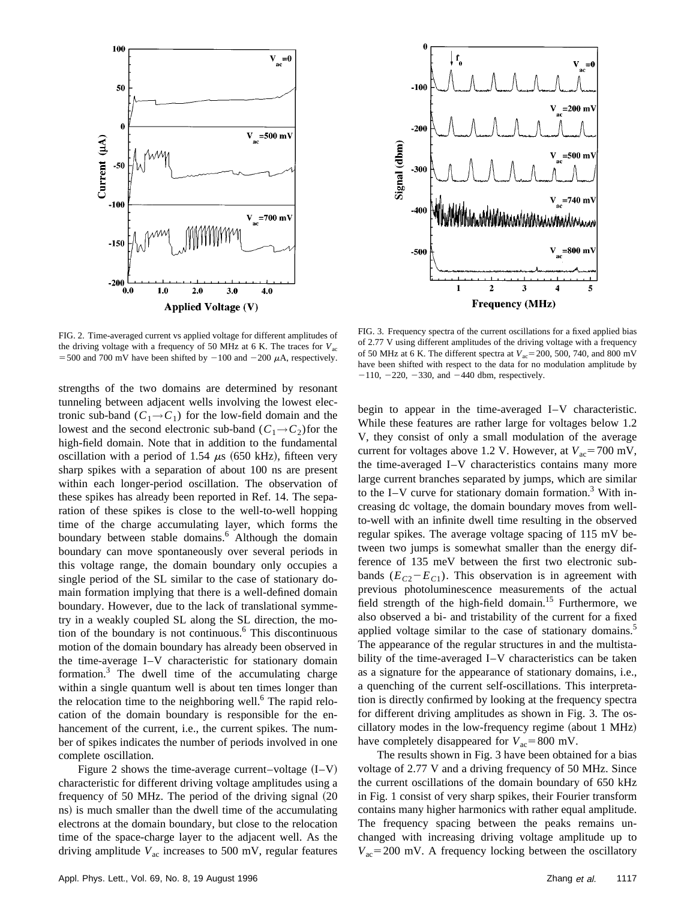FIG. 2. Time-averaged current vs applied voltage for different amplitudes of the driving voltage with a frequency of 50 MHz at 6 K. The traces for $V_{ac} = 500$ and 700 mV have been shifted by $-100$ and $-200$ $\mu$A, respectively.

FIG. 3. Frequency spectra of the current oscillations for a fixed applied bias of 2.77 V using different amplitudes of the driving voltage with a frequency of 50 MHz at 6 K. The different spectra at $V_{ac} = 200$, 500, 740, and 800 mV have been shifted with respect to the data for no modulation amplitude by $-110$, $-220$, $-330$, and $-440$ dbm, respectively.

strengths of the two domains are determined by resonant tunneling between adjacent wells involving the lowest electronic sub-band ($C_1 \rightarrow C_1$) for the low-field domain and the lowest and the second electronic sub-band ($C_1 \rightarrow C_2$) for the high-field domain. Note that in addition to the fundamental oscillation with a period of 1.54 $\mu$s (650 kHz), fifteen very sharp spikes with a separation of about 100 ns are present within each longer-period oscillation. The observation of these spikes has already been reported in Ref. 14. The separation of these spikes is close to the well-to-well hopping time of the charge accumulating layer, which forms the boundary between stable domains.[6] Although the domain boundary can move spontaneously over several periods in this voltage range, the domain boundary only occupies a single period of the SL similar to the case of stationary domain formation implying that there is a well-defined domain boundary. However, due to the lack of translational symmetry in a weakly coupled SL along the SL direction, the motion of the boundary is not continuous.[6] This discontinuous motion of the domain boundary has already been observed in the time-average I–V characteristic for stationary domain formation.[3] The dwell time of the accumulating charge within a single quantum well is about ten times longer than the relocation time to the neighboring well.[6] The rapid relocation of the domain boundary is responsible for the enhancement of the current, i.e., the current spikes. The number of spikes indicates the number of periods involved in one complete oscillation.

Figure 2 shows the time-average current–voltage (I–V) characteristic for different driving voltage amplitudes using a frequency of 50 MHz. The period of the driving signal (20 ns) is much smaller than the dwell time of the accumulating electrons at the domain boundary, but close to the relocation time of the space-charge layer to the adjacent well. As the driving amplitude $V_{ac}$ increases to 500 mV, regular features begin to appear in the time-averaged I–V characteristic. While these features are rather large for voltages below 1.2 V, they consist of only a small modulation of the average current for voltages above 1.2 V. However, at $V_{ac} = 700$ mV, the time-averaged I–V characteristics contains many more large current branches separated by jumps, which are similar to the I–V curve for stationary domain formation.[3] With increasing dc voltage, the domain boundary moves from well-to-well with an infinite dwell time resulting in the observed regular spikes. The average voltage spacing of 115 mV between two jumps is somewhat smaller than the energy difference of 135 meV between the first two electronic subbands ($E_{C2} - E_{C1}$). This observation is in agreement with previous photoluminescence measurements of the actual field strength of the high-field domain.[15] Furthermore, we also observed a bi- and tristability of the current for a fixed applied voltage similar to the case of stationary domains.[5] The appearance of the regular structures in and the multistability of the time-averaged I–V characteristics can be taken as a signature for the appearance of stationary domains, i.e., a quenching of the current self-oscillations. This interpretation is directly confirmed by looking at the frequency spectra for different driving amplitudes as shown in Fig. 3. The oscillatory modes in the low-frequency regime (about 1 MHz) have completely disappeared for $V_{ac} = 800$ mV.

The results shown in Fig. 3 have been obtained for a bias voltage of 2.77 V and a driving frequency of 50 MHz. Since the current oscillations of the domain boundary of 650 kHz in Fig. 1 consist of very sharp spikes, their Fourier transform contains many higher harmonics with rather equal amplitude. The frequency spacing between the peaks remains unchanged with increasing driving voltage amplitude up to $V_{ac} = 200$ mV. A frequency locking between the oscillatory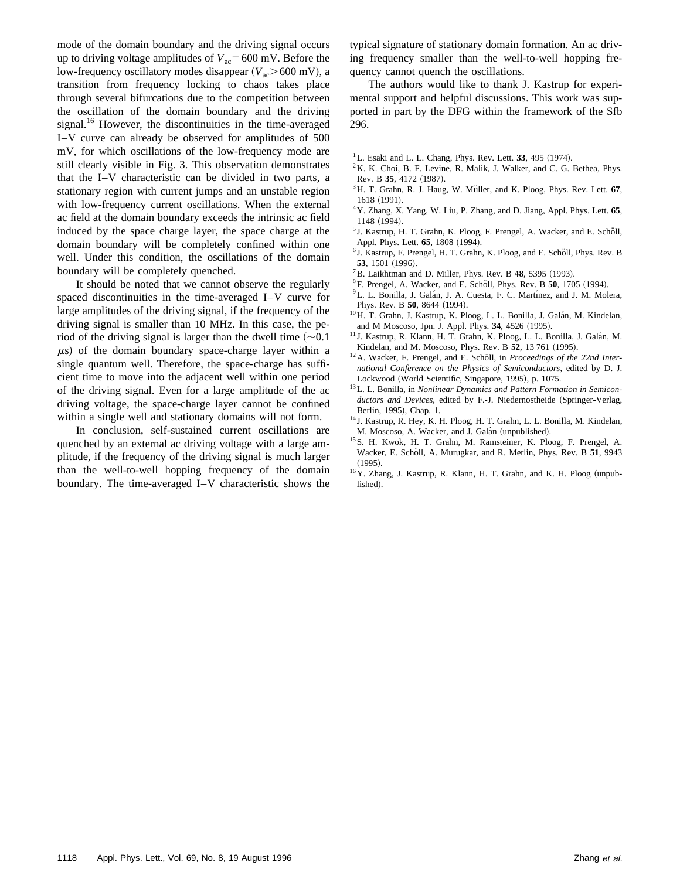mode of the domain boundary and the driving signal occurs up to driving voltage amplitudes of $V_{ac} = 600$ mV. Before the low-frequency oscillatory modes disappear ($V_{ac} > 600$ mV), a transition from frequency locking to chaos takes place through several bifurcations due to the competition between the oscillation of the domain boundary and the driving signal.[16] However, the discontinuities in the time-averaged I–V curve can already be observed for amplitudes of 500 mV, for which oscillations of the low-frequency mode are still clearly visible in Fig. 3. This observation demonstrates that the I–V characteristic can be divided in two parts, a stationary region with current jumps and an unstable region with low-frequency current oscillations. When the external ac field at the domain boundary exceeds the intrinsic ac field induced by the space charge layer, the space charge at the domain boundary will be completely confined within one well. Under this condition, the oscillations of the domain boundary will be completely quenched.

It should be noted that we cannot observe the regularly spaced discontinuities in the time-averaged I–V curve for large amplitudes of the driving signal, if the frequency of the driving signal is smaller than 10 MHz. In this case, the period of the driving signal is larger than the dwell time ($\sim 0.1$ $\mu$s) of the domain boundary space-charge layer within a single quantum well. Therefore, the space-charge has sufficient time to move into the adjacent well within one period of the driving signal. Even for a large amplitude of the ac driving voltage, the space-charge layer cannot be confined within a single well and stationary domains will not form.

In conclusion, self-sustained current oscillations are quenched by an external ac driving voltage with a large amplitude, if the frequency of the driving signal is much larger than the well-to-well hopping frequency of the domain boundary. The time-averaged I–V characteristic shows the typical signature of stationary domain formation. An ac driving frequency smaller than the well-to-well hopping frequency cannot quench the oscillations.

The authors would like to thank J. Kastrup for experimental support and helpful discussions. This work was supported in part by the DFG within the framework of the Sfb 296.

[1] L. Esaki and L. L. Chang, Phys. Rev. Lett. **33**, 495 (1974).
[2] K. K. Choi, B. F. Levine, R. Malik, J. Walker, and C. G. Bethea, Phys. Rev. B **35**, 4172 (1987).
[3] H. T. Grahn, R. J. Haug, W. Müller, and K. Ploog, Phys. Rev. Lett. **67**, 1618 (1991).
[4] Y. Zhang, X. Yang, W. Liu, P. Zhang, and D. Jiang, Appl. Phys. Lett. **65**, 1148 (1994).
[5] J. Kastrup, H. T. Grahn, K. Ploog, F. Prengel, A. Wacker, and E. Schöll, Appl. Phys. Lett. **65**, 1808 (1994).
[6] J. Kastrup, F. Prengel, H. T. Grahn, K. Ploog, and E. Schöll, Phys. Rev. B **53**, 1501 (1996).
[7] B. Laikhtman and D. Miller, Phys. Rev. B **48**, 5395 (1993).
[8] F. Prengel, A. Wacker, and E. Schöll, Phys. Rev. B **50**, 1705 (1994).
[9] L. L. Bonilla, J. Galán, J. A. Cuesta, F. C. Martínez, and J. M. Molera, Phys. Rev. B **50**, 8644 (1994).
[10] H. T. Grahn, J. Kastrup, K. Ploog, L. L. Bonilla, J. Galán, M. Kindelan, and M Moscoso, Jpn. J. Appl. Phys. **34**, 4526 (1995).
[11] J. Kastrup, R. Klann, H. T. Grahn, K. Ploog, L. L. Bonilla, J. Galán, M. Kindelan, and M. Moscoso, Phys. Rev. B **52**, 13 761 (1995).
[12] A. Wacker, F. Prengel, and E. Schöll, in *Proceedings of the 22nd International Conference on the Physics of Semiconductors*, edited by D. J. Lockwood (World Scientific, Singapore, 1995), p. 1075.
[13] L. L. Bonilla, in *Nonlinear Dynamics and Pattern Formation in Semiconductors and Devices*, edited by F.-J. Niedernostheide (Springer-Verlag, Berlin, 1995), Chap. 1.
[14] J. Kastrup, R. Hey, K. H. Ploog, H. T. Grahn, L. L. Bonilla, M. Kindelan, M. Moscoso, A. Wacker, and J. Galán (unpublished).
[15] S. H. Kwok, H. T. Grahn, M. Ramsteiner, K. Ploog, F. Prengel, A. Wacker, E. Schöll, A. Murugkar, and R. Merlin, Phys. Rev. B **51**, 9943 (1995).
[16] Y. Zhang, J. Kastrup, R. Klann, H. T. Grahn, and K. H. Ploog (unpublished).